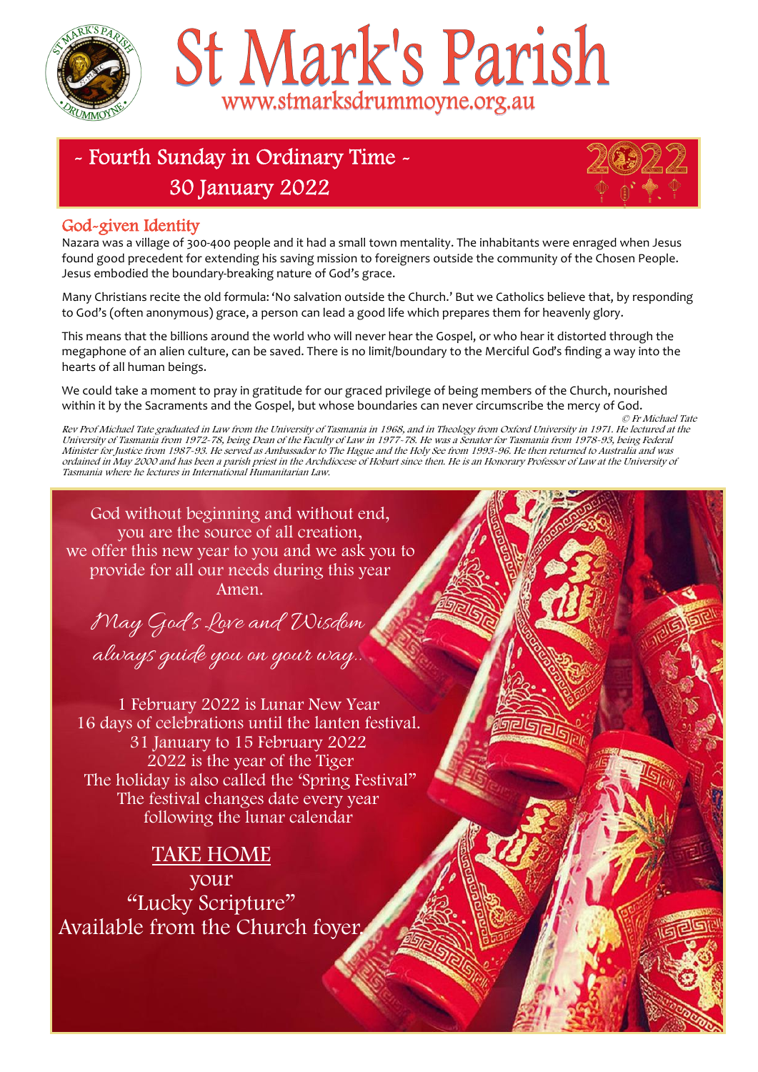# St Mark's Parish

www.stmarksdrummoyne.org.au

## ~ Fourth Sunday in Ordinary Time ~
## 30 January 2022

2022

### God-given Identity

Nazara was a village of 300-400 people and it had a small town mentality. The inhabitants were enraged when Jesus found good precedent for extending his saving mission to foreigners outside the community of the Chosen People. Jesus embodied the boundary-breaking nature of God's grace.

Many Christians recite the old formula: 'No salvation outside the Church.' But we Catholics believe that, by responding to God's (often anonymous) grace, a person can lead a good life which prepares them for heavenly glory.

This means that the billions around the world who will never hear the Gospel, or who hear it distorted through the megaphone of an alien culture, can be saved. There is no limit/boundary to the Merciful God's finding a way into the hearts of all human beings.

We could take a moment to pray in gratitude for our graced privilege of being members of the Church, nourished within it by the Sacraments and the Gospel, but whose boundaries can never circumscribe the mercy of God.

*© Fr Michael Tate*

*Rev Prof Michael Tate graduated in Law from the University of Tasmania in 1968, and in Theology from Oxford University in 1971. He lectured at the University of Tasmania from 1972-78, being Dean of the Faculty of Law in 1977-78. He was a Senator for Tasmania from 1978-93, being Federal Minister for Justice from 1987-93. He served as Ambassador to The Hague and the Holy See from 1993-96. He then returned to Australia and was ordained in May 2000 and has been a parish priest in the Archdiocese of Hobart since then. He is an Honorary Professor of Law at the University of Tasmania where he lectures in International Humanitarian Law.*

God without beginning and without end,
you are the source of all creation,
we offer this new year to you and we ask you to provide for all our needs during this year
Amen.

*May God's Love and Wisdom always guide you on your way..*

1 February 2022 is Lunar New Year
16 days of celebrations until the lanten festival.
31 January to 15 February 2022
2022 is the year of the Tiger
The holiday is also called the 'Spring Festival"
The festival changes date every year
following the lunar calendar

TAKE HOME
your
"Lucky Scripture"
Available from the Church foyer.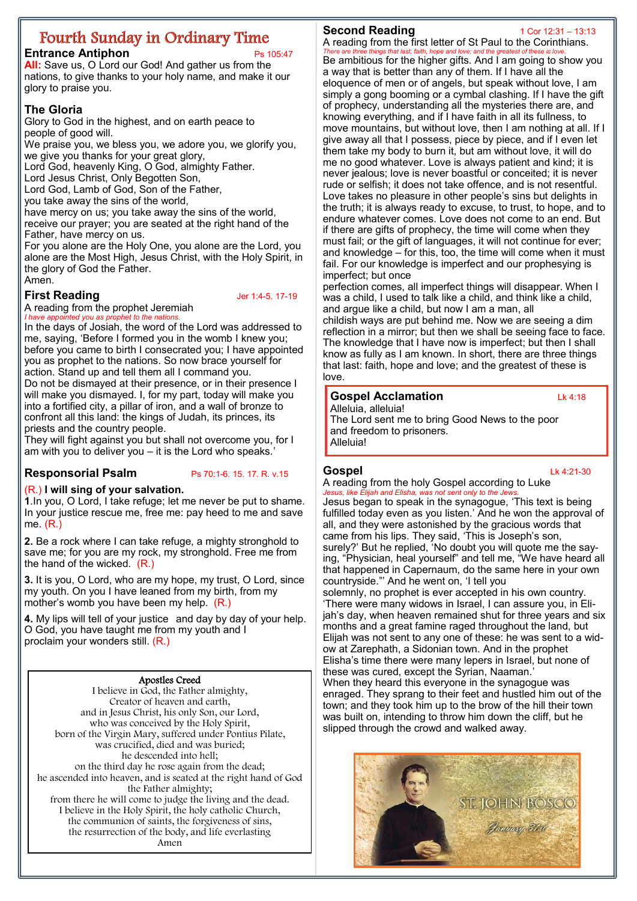# Fourth Sunday in Ordinary Time

### Entrance Antiphon

Ps 105:47

**All:** Save us, O Lord our God! And gather us from the nations, to give thanks to your holy name, and make it our glory to praise you.

### The Gloria

Glory to God in the highest, and on earth peace to people of good will.
We praise you, we bless you, we adore you, we glorify you, we give you thanks for your great glory,
Lord God, heavenly King, O God, almighty Father.
Lord Jesus Christ, Only Begotten Son,
Lord God, Lamb of God, Son of the Father,
you take away the sins of the world,
have mercy on us; you take away the sins of the world, receive our prayer; you are seated at the right hand of the Father, have mercy on us.
For you alone are the Holy One, you alone are the Lord, you alone are the Most High, Jesus Christ, with the Holy Spirit, in the glory of God the Father.
Amen.

### First Reading

Jer 1:4-5. 17-19

A reading from the prophet Jeremiah
*I have appointed you as prophet to the nations.*

In the days of Josiah, the word of the Lord was addressed to me, saying, 'Before I formed you in the womb I knew you; before you came to birth I consecrated you; I have appointed you as prophet to the nations. So now brace yourself for action. Stand up and tell them all I command you.
Do not be dismayed at their presence, or in their presence I will make you dismayed. I, for my part, today will make you into a fortified city, a pillar of iron, and a wall of bronze to confront all this land: the kings of Judah, its princes, its priests and the country people.
They will fight against you but shall not overcome you, for I am with you to deliver you – it is the Lord who speaks.'

### Responsorial Psalm

Ps 70:1-6. 15. 17. R. v.15

(R.) **I will sing of your salvation.**

**1**.In you, O Lord, I take refuge; let me never be put to shame. In your justice rescue me, free me: pay heed to me and save me. (R.)

**2.** Be a rock where I can take refuge, a mighty stronghold to save me; for you are my rock, my stronghold. Free me from the hand of the wicked. (R.)

**3.** It is you, O Lord, who are my hope, my trust, O Lord, since my youth. On you I have leaned from my birth, from my mother's womb you have been my help. (R.)

**4.** My lips will tell of your justice and day by day of your help. O God, you have taught me from my youth and I proclaim your wonders still. (R.)

### Apostles Creed

I believe in God, the Father almighty,
Creator of heaven and earth,
and in Jesus Christ, his only Son, our Lord,
who was conceived by the Holy Spirit,
born of the Virgin Mary, suffered under Pontius Pilate,
was crucified, died and was buried;
he descended into hell;
on the third day he rose again from the dead;
he ascended into heaven, and is seated at the right hand of God the Father almighty;
from there he will come to judge the living and the dead.
I believe in the Holy Spirit, the holy catholic Church,
the communion of saints, the forgiveness of sins,
the resurrection of the body, and life everlasting
Amen

### Second Reading

1 Cor 12:31 – 13:13

A reading from the first letter of St Paul to the Corinthians.
*There are three things that last: faith, hope and love; and the greatest of these is love.*

Be ambitious for the higher gifts. And I am going to show you a way that is better than any of them. If I have all the eloquence of men or of angels, but speak without love, I am simply a gong booming or a cymbal clashing. If I have the gift of prophecy, understanding all the mysteries there are, and knowing everything, and if I have faith in all its fullness, to move mountains, but without love, then I am nothing at all. If I give away all that I possess, piece by piece, and if I even let them take my body to burn it, but am without love, it will do me no good whatever. Love is always patient and kind; it is never jealous; love is never boastful or conceited; it is never rude or selfish; it does not take offence, and is not resentful. Love takes no pleasure in other people's sins but delights in the truth; it is always ready to excuse, to trust, to hope, and to endure whatever comes. Love does not come to an end. But if there are gifts of prophecy, the time will come when they must fail; or the gift of languages, it will not continue for ever; and knowledge – for this, too, the time will come when it must fail. For our knowledge is imperfect and our prophesying is imperfect; but once perfection comes, all imperfect things will disappear. When I was a child, I used to talk like a child, and think like a child, and argue like a child, but now I am a man, all childish ways are put behind me. Now we are seeing a dim reflection in a mirror; but then we shall be seeing face to face. The knowledge that I have now is imperfect; but then I shall know as fully as I am known. In short, there are three things that last: faith, hope and love; and the greatest of these is love.

### Gospel Acclamation

Lk 4:18

Alleluia, alleluia!
The Lord sent me to bring Good News to the poor and freedom to prisoners.
Alleluia!

### Gospel

Lk 4:21-30

A reading from the holy Gospel according to Luke
*Jesus, like Elijah and Elisha, was not sent only to the Jews.*

Jesus began to speak in the synagogue, 'This text is being fulfilled today even as you listen.' And he won the approval of all, and they were astonished by the gracious words that came from his lips. They said, 'This is Joseph's son, surely?' But he replied, 'No doubt you will quote me the saying, "Physician, heal yourself" and tell me, "We have heard all that happened in Capernaum, do the same here in your own countryside."' And he went on, 'I tell you solemnly, no prophet is ever accepted in his own country.
'There were many widows in Israel, I can assure you, in Elijah's day, when heaven remained shut for three years and six months and a great famine raged throughout the land, but Elijah was not sent to any one of these: he was sent to a widow at Zarephath, a Sidonian town. And in the prophet Elisha's time there were many lepers in Israel, but none of these was cured, except the Syrian, Naaman.'
When they heard this everyone in the synagogue was enraged. They sprang to their feet and hustled him out of the town; and they took him up to the brow of the hill their town was built on, intending to throw him down the cliff, but he slipped through the crowd and walked away.

ST. JOHN BOSCO
January 31st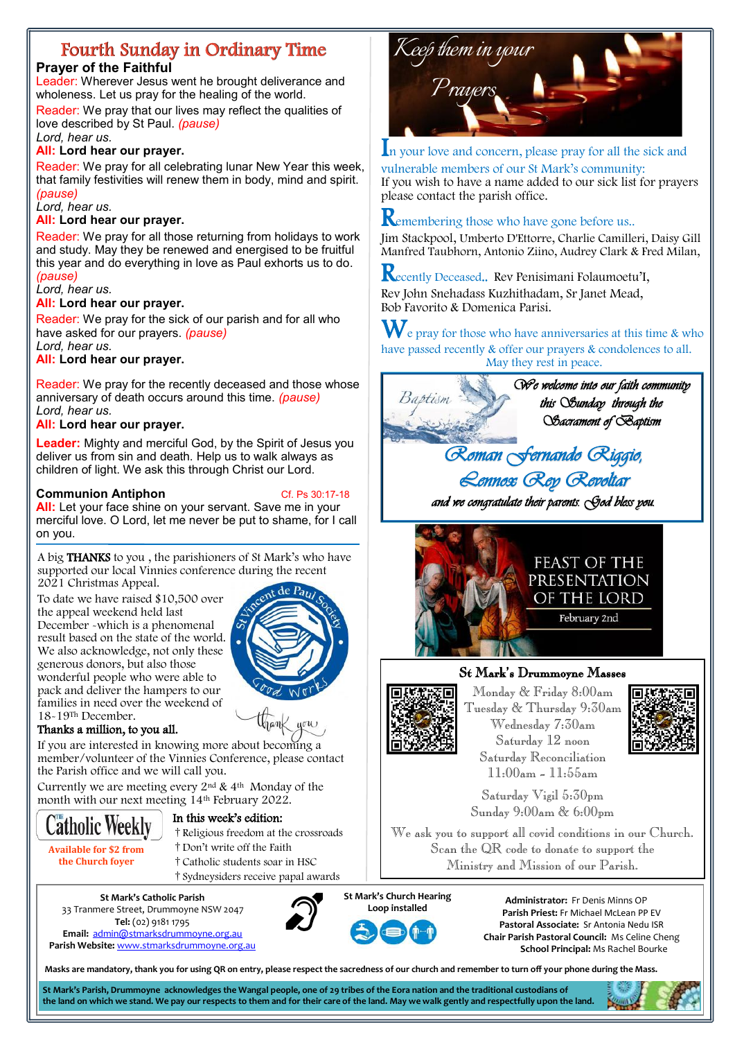# Fourth Sunday in Ordinary Time

## Prayer of the Faithful

Leader: Wherever Jesus went he brought deliverance and wholeness. Let us pray for the healing of the world.

Reader: We pray that our lives may reflect the qualities of love described by St Paul. *(pause)*
*Lord, hear us.*
**All: Lord hear our prayer.**

Reader: We pray for all celebrating lunar New Year this week, that family festivities will renew them in body, mind and spirit. *(pause)*
*Lord, hear us.*
**All: Lord hear our prayer.**

Reader: We pray for all those returning from holidays to work and study. May they be renewed and energised to be fruitful this year and do everything in love as Paul exhorts us to do. *(pause)*
*Lord, hear us.*
**All: Lord hear our prayer.**

Reader: We pray for the sick of our parish and for all who have asked for our prayers. *(pause)*
*Lord, hear us.*
**All: Lord hear our prayer.**

Reader: We pray for the recently deceased and those whose anniversary of death occurs around this time. *(pause)*
*Lord, hear us.*
**All: Lord hear our prayer.**

**Leader:** Mighty and merciful God, by the Spirit of Jesus you deliver us from sin and death. Help us to walk always as children of light. We ask this through Christ our Lord.

**Communion Antiphon** Cf. Ps 30:17-18

**All:** Let your face shine on your servant. Save me in your merciful love. O Lord, let me never be put to shame, for I call on you.

A big **THANKS** to you , the parishioners of St Mark's who have supported our local Vinnies conference during the recent 2021 Christmas Appeal.

To date we have raised $10,500 over the appeal weekend held last December -which is a phenomenal result based on the state of the world. We also acknowledge, not only these generous donors, but also those wonderful people who were able to pack and deliver the hampers to our families in need over the weekend of 18-19th December.

**Thanks a million, to you all.**

If you are interested in knowing more about becoming a member/volunteer of the Vinnies Conference, please contact the Parish office and we will call you.

Currently we are meeting every 2nd & 4th Monday of the month with our next meeting 14th February 2022.

**Catholic Weekly**
Available for $2 from the Church foyer

**In this week's edition:**
- † Religious freedom at the crossroads
- † Don't write off the Faith
- † Catholic students soar in HSC
- † Sydneysiders receive papal awards

## Keep them in your Prayers

In your love and concern, please pray for all the sick and vulnerable members of our St Mark's community:
If you wish to have a name added to our sick list for prayers please contact the parish office.

Remembering those who have gone before us..
Jim Stackpool, Umberto D'Ettorre, Charlie Camilleri, Daisy Gill Manfred Taubhorn, Antonio Ziino, Audrey Clark & Fred Milan,

Recently Deceased.. Rev Penisimani Folaumoetu'I, Rev John Snehadass Kuzhithadam, Sr Janet Mead, Bob Favorito & Domenica Parisi.

We pray for those who have anniversaries at this time & who have passed recently & offer our prayers & condolences to all. May they rest in peace.

**Baptism**

*We welcome into our faith community this Sunday through the Sacrament of Baptism*

*Roman Fernando Riggio,*
*Lennox Rey Revoltar*

*and we congratulate their parents. God bless you.*

FEAST OF THE PRESENTATION OF THE LORD
February 2nd

## St Mark's Drummoyne Masses

Monday & Friday 8:00am
Tuesday & Thursday 9:30am
Wednesday 7:30am
Saturday 12 noon
Saturday Reconciliation 11:00am - 11:55am

Saturday Vigil 5:30pm
Sunday 9:00am & 6:00pm

We ask you to support all covid conditions in our Church. Scan the QR code to donate to support the Ministry and Mission of our Parish.

**St Mark's Catholic Parish**
33 Tranmere Street, Drummoyne NSW 2047
**Tel:** (02) 9181 1795
**Email:** admin@stmarksdrummoyne.org.au
**Parish Website:** www.stmarksdrummoyne.org.au

**St Mark's Church Hearing Loop installed**

**Administrator:** Fr Denis Minns OP
**Parish Priest:** Fr Michael McLean PP EV
**Pastoral Associate:** Sr Antonia Nedu ISR
**Chair Parish Pastoral Council:** Ms Celine Cheng
**School Principal:** Ms Rachel Bourke

**Masks are mandatory, thank you for using QR on entry, please respect the sacredness of our church and remember to turn off your phone during the Mass.**

**St Mark's Parish, Drummoyne acknowledges the Wangal people, one of 29 tribes of the Eora nation and the traditional custodians of the land on which we stand. We pay our respects to them and for their care of the land. May we walk gently and respectfully upon the land.**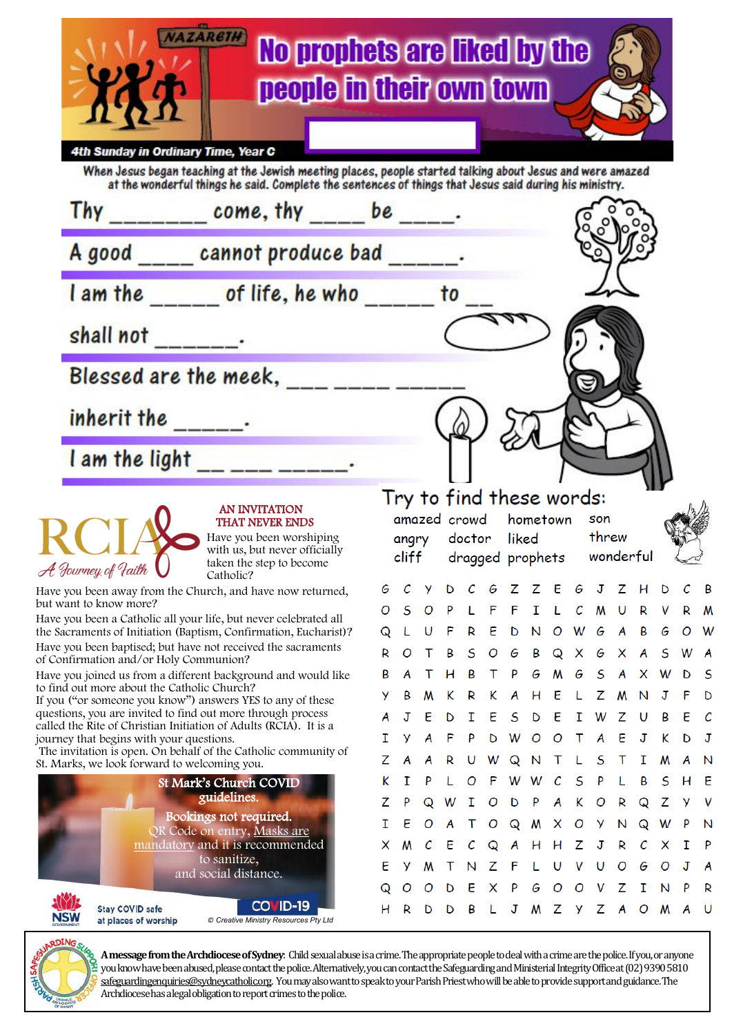# No prophets are liked by the people in their own town

NAZARETH

**4th Sunday in Ordinary Time, Year C**

When Jesus began teaching at the Jewish meeting places, people started talking about Jesus and were amazed at the wonderful things he said. Complete the sentences of things that Jesus said during his ministry.

Thy ________ come, thy _____ be _____.

A good _____ cannot produce bad ______.

I am the ______ of life, he who ______ to __ shall not _______.

Blessed are the meek, ___ ____ _____ inherit the ______.

I am the light __ ___ ______.

## Try to find these words:

amazed, crowd, hometown, son, angry, doctor, liked, threw, cliff, dragged, prophets, wonderful

| | | | | | | | | | | | | | | | |
|---|---|---|---|---|---|---|---|---|---|---|---|---|---|---|---|
| G | C | Y | D | C | G | Z | Z | E | G | J | Z | H | D | C | B |
| O | S | O | P | L | F | F | I | L | C | M | U | R | V | R | M |
| Q | L | U | F | R | E | D | N | O | W | G | A | B | G | O | W |
| R | O | T | B | S | O | G | B | Q | X | G | X | A | S | W | A |
| B | A | T | H | B | T | P | G | M | G | S | A | X | W | D | S |
| Y | B | M | K | R | K | A | H | E | L | Z | M | N | J | F | D |
| A | J | E | D | I | E | S | D | E | I | W | Z | U | B | E | C |
| I | Y | A | F | P | D | W | O | O | T | A | E | J | K | D | J |
| Z | A | A | R | U | W | Q | N | T | L | S | T | I | M | A | N |
| K | I | P | L | O | F | W | W | C | S | P | L | B | S | H | E |
| Z | P | Q | W | I | O | D | P | A | K | O | R | Q | Z | Y | V |
| I | E | O | A | T | O | Q | M | X | O | Y | N | Q | W | P | N |
| X | M | C | E | C | Q | A | H | H | Z | J | R | C | X | I | P |
| E | Y | M | T | N | Z | F | L | U | V | U | O | G | O | J | A |
| Q | O | O | D | E | X | P | G | O | O | V | Z | I | N | P | R |
| H | R | D | D | B | L | J | M | Z | Y | Z | A | O | M | A | U |

RCIA *A Journey of Faith*

**AN INVITATION THAT NEVER ENDS**

Have you been worshiping with us, but never officially taken the step to become Catholic?

Have you been away from the Church, and have now returned, but want to know more?

Have you been a Catholic all your life, but never celebrated all the Sacraments of Initiation (Baptism, Confirmation, Eucharist)?

Have you been baptised; but have not received the sacraments of Confirmation and/or Holy Communion?

Have you joined us from a different background and would like to find out more about the Catholic Church?

If you ("or someone you know") answers YES to any of these questions, you are invited to find out more through process called the Rite of Christian Initiation of Adults (RCIA). It is a journey that begins with your questions.

The invitation is open. On behalf of the Catholic community of St. Marks, we look forward to welcoming you.

**St Mark's Church COVID guidelines.**

**Bookings not required.**

QR Code on entry, Masks are mandatory and it is recommended to sanitize, and social distance.

Stay COVID safe at places of worship — COVID-19

© Creative Ministry Resources Pty Ltd

**A message from the Archdiocese of Sydney:** Child sexual abuse is a crime. The appropriate people to deal with a crime are the police. If you, or anyone you know have been abused, please contact the police. Alternatively, you can contact the Safeguarding and Ministerial Integrity Office at (02) 9390 5810 safeguardingenquiries@sydneycatholic.org. You may also want to speak to your Parish Priest who will be able to provide support and guidance. The Archdiocese has a legal obligation to report crimes to the police.